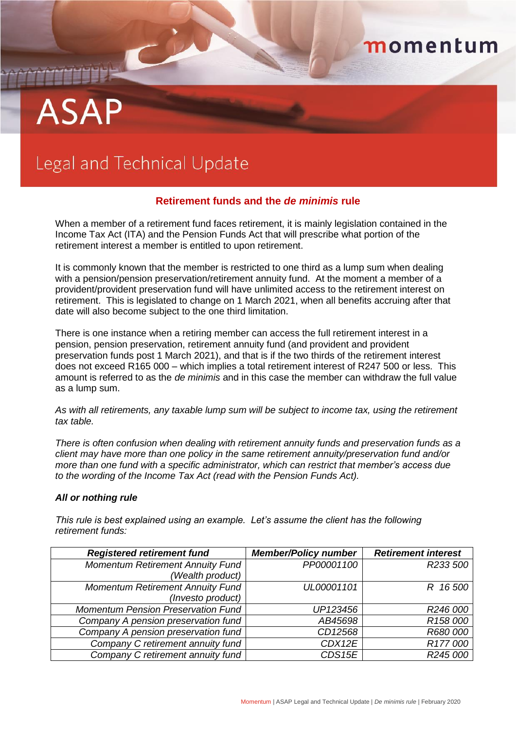# ASAP

## Legal and Technical Update

### Retirement funds and the *de minimis* rule

When a member of a retirement fund faces retirement, it is mainly legislation contained in the Income Tax Act (ITA) and the Pension Funds Act that will prescribe what portion of the retirement interest a member is entitled to upon retirement.

It is commonly known that the member is restricted to one third as a lump sum when dealing with a pension/pension preservation/retirement annuity fund. At the moment a member of a provident/provident preservation fund will have unlimited access to the retirement interest on retirement. This is legislated to change on 1 March 2021, when all benefits accruing after that date will also become subject to the one third limitation.

There is one instance when a retiring member can access the full retirement interest in a pension, pension preservation, retirement annuity fund (and provident and provident preservation funds post 1 March 2021), and that is if the two thirds of the retirement interest does not exceed R165 000 – which implies a total retirement interest of R247 500 or less. This amount is referred to as the *de minimis* and in this case the member can withdraw the full value as a lump sum.

*As with all retirements, any taxable lump sum will be subject to income tax, using the retirement tax table.*

*There is often confusion when dealing with retirement annuity funds and preservation funds as a client may have more than one policy in the same retirement annuity/preservation fund and/or more than one fund with a specific administrator, which can restrict that member's access due to the wording of the Income Tax Act (read with the Pension Funds Act).*

***All or nothing rule***

*This rule is best explained using an example. Let's assume the client has the following retirement funds:*

| *Registered retirement fund* | *Member/Policy number* | *Retirement interest* |
|---|---|---|
| *Momentum Retirement Annuity Fund (Wealth product)* | *PP00001100* | *R233 500* |
| *Momentum Retirement Annuity Fund (Investo product)* | *UL00001101* | *R 16 500* |
| *Momentum Pension Preservation Fund* | *UP123456* | *R246 000* |
| *Company A pension preservation fund* | *AB45698* | *R158 000* |
| *Company A pension preservation fund* | *CD12568* | *R680 000* |
| *Company C retirement annuity fund* | *CDX12E* | *R177 000* |
| *Company C retirement annuity fund* | *CDS15E* | *R245 000* |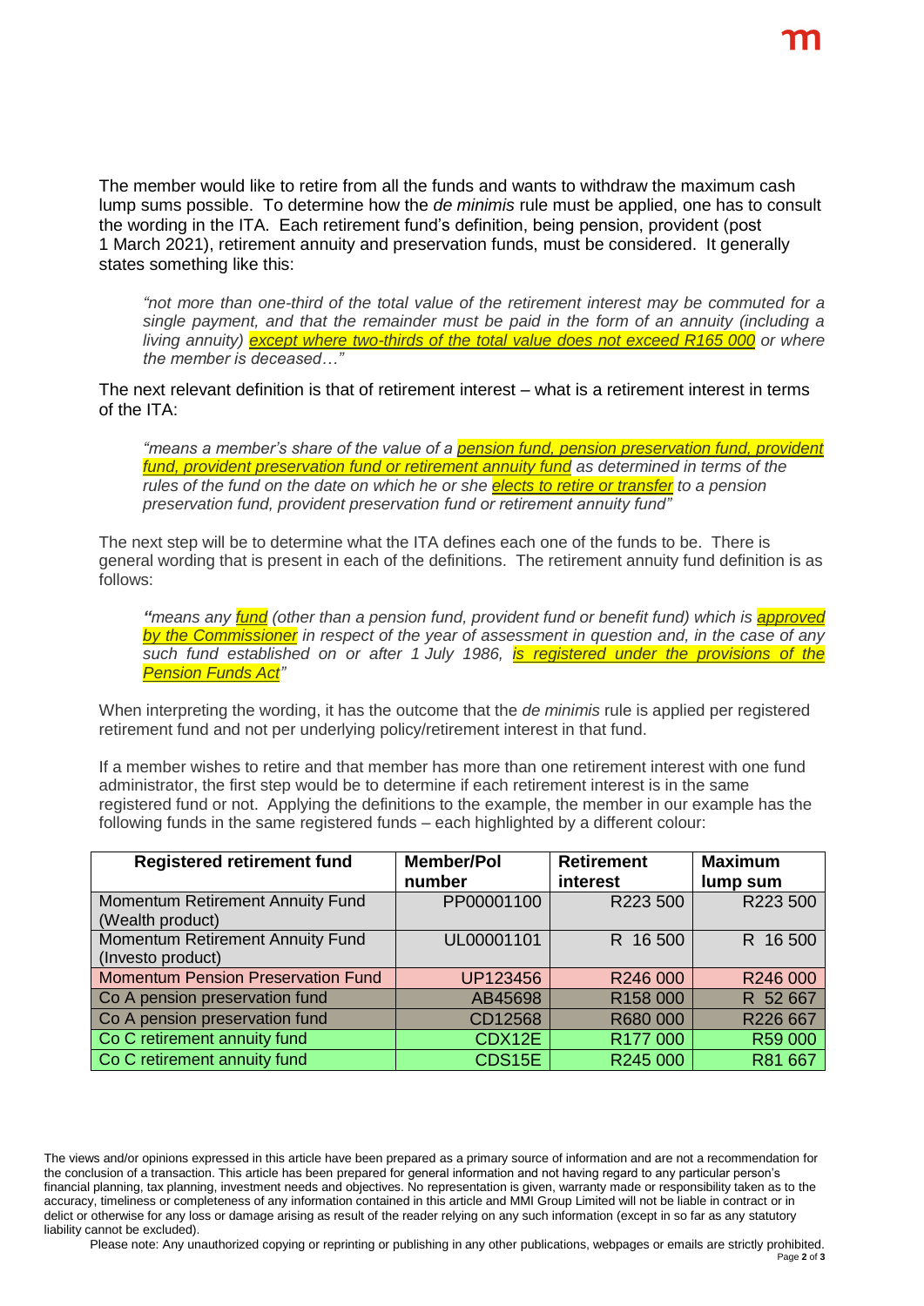The member would like to retire from all the funds and wants to withdraw the maximum cash lump sums possible. To determine how the *de minimis* rule must be applied, one has to consult the wording in the ITA. Each retirement fund's definition, being pension, provident (post 1 March 2021), retirement annuity and preservation funds, must be considered. It generally states something like this:

> *"not more than one-third of the total value of the retirement interest may be commuted for a single payment, and that the remainder must be paid in the form of an annuity (including a living annuity) **except where two-thirds of the total value does not exceed R165 000** or where the member is deceased…"*

The next relevant definition is that of retirement interest – what is a retirement interest in terms of the ITA:

> *"means a member's share of the value of a **pension fund, pension preservation fund, provident fund, provident preservation fund or retirement annuity fund** as determined in terms of the rules of the fund on the date on which he or she **elects to retire or transfer** to a pension preservation fund, provident preservation fund or retirement annuity fund"*

The next step will be to determine what the ITA defines each one of the funds to be. There is general wording that is present in each of the definitions. The retirement annuity fund definition is as follows:

> *"means any **fund** (other than a pension fund, provident fund or benefit fund) which is **approved by the Commissioner** in respect of the year of assessment in question and, in the case of any such fund established on or after 1 July 1986, **is registered under the provisions of the Pension Funds Act**"*

When interpreting the wording, it has the outcome that the *de minimis* rule is applied per registered retirement fund and not per underlying policy/retirement interest in that fund.

If a member wishes to retire and that member has more than one retirement interest with one fund administrator, the first step would be to determine if each retirement interest is in the same registered fund or not. Applying the definitions to the example, the member in our example has the following funds in the same registered funds – each highlighted by a different colour:

| Registered retirement fund | Member/Pol number | Retirement interest | Maximum lump sum |
|---|---|---|---|
| Momentum Retirement Annuity Fund (Wealth product) | PP00001100 | R223 500 | R223 500 |
| Momentum Retirement Annuity Fund (Investo product) | UL00001101 | R 16 500 | R 16 500 |
| Momentum Pension Preservation Fund | UP123456 | R246 000 | R246 000 |
| Co A pension preservation fund | AB45698 | R158 000 | R 52 667 |
| Co A pension preservation fund | CD12568 | R680 000 | R226 667 |
| Co C retirement annuity fund | CDX12E | R177 000 | R59 000 |
| Co C retirement annuity fund | CDS15E | R245 000 | R81 667 |

The views and/or opinions expressed in this article have been prepared as a primary source of information and are not a recommendation for the conclusion of a transaction. This article has been prepared for general information and not having regard to any particular person's financial planning, tax planning, investment needs and objectives. No representation is given, warranty made or responsibility taken as to the accuracy, timeliness or completeness of any information contained in this article and MMI Group Limited will not be liable in contract or in delict or otherwise for any loss or damage arising as result of the reader relying on any such information (except in so far as any statutory liability cannot be excluded).

Please note: Any unauthorized copying or reprinting or publishing in any other publications, webpages or emails are strictly prohibited.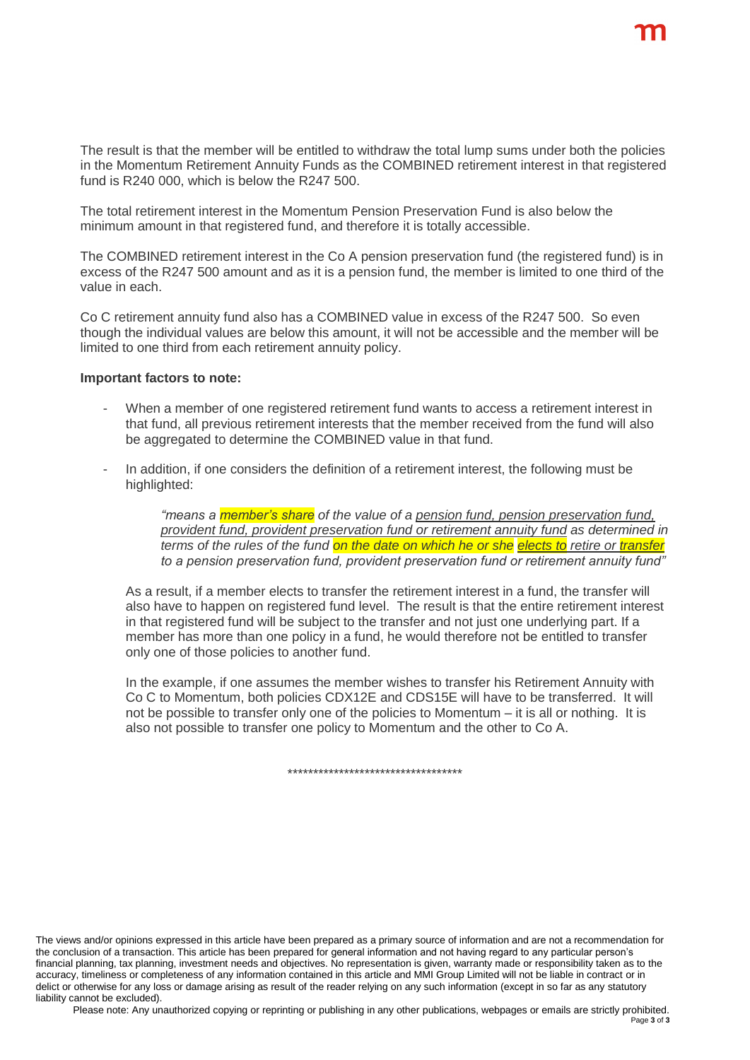The result is that the member will be entitled to withdraw the total lump sums under both the policies in the Momentum Retirement Annuity Funds as the COMBINED retirement interest in that registered fund is R240 000, which is below the R247 500.

The total retirement interest in the Momentum Pension Preservation Fund is also below the minimum amount in that registered fund, and therefore it is totally accessible.

The COMBINED retirement interest in the Co A pension preservation fund (the registered fund) is in excess of the R247 500 amount and as it is a pension fund, the member is limited to one third of the value in each.

Co C retirement annuity fund also has a COMBINED value in excess of the R247 500. So even though the individual values are below this amount, it will not be accessible and the member will be limited to one third from each retirement annuity policy.

**Important factors to note:**

- When a member of one registered retirement fund wants to access a retirement interest in that fund, all previous retirement interests that the member received from the fund will also be aggregated to determine the COMBINED value in that fund.
- In addition, if one considers the definition of a retirement interest, the following must be highlighted:

  *"means a member's share of the value of a pension fund, pension preservation fund, provident fund, provident preservation fund or retirement annuity fund as determined in terms of the rules of the fund on the date on which he or she elects to retire or transfer to a pension preservation fund, provident preservation fund or retirement annuity fund"*

  As a result, if a member elects to transfer the retirement interest in a fund, the transfer will also have to happen on registered fund level. The result is that the entire retirement interest in that registered fund will be subject to the transfer and not just one underlying part. If a member has more than one policy in a fund, he would therefore not be entitled to transfer only one of those policies to another fund.

  In the example, if one assumes the member wishes to transfer his Retirement Annuity with Co C to Momentum, both policies CDX12E and CDS15E will have to be transferred. It will not be possible to transfer only one of the policies to Momentum – it is all or nothing. It is also not possible to transfer one policy to Momentum and the other to Co A.

***********************************

The views and/or opinions expressed in this article have been prepared as a primary source of information and are not a recommendation for the conclusion of a transaction. This article has been prepared for general information and not having regard to any particular person's financial planning, tax planning, investment needs and objectives. No representation is given, warranty made or responsibility taken as to the accuracy, timeliness or completeness of any information contained in this article and MMI Group Limited will not be liable in contract or in delict or otherwise for any loss or damage arising as result of the reader relying on any such information (except in so far as any statutory liability cannot be excluded).

Please note: Any unauthorized copying or reprinting or publishing in any other publications, webpages or emails are strictly prohibited.